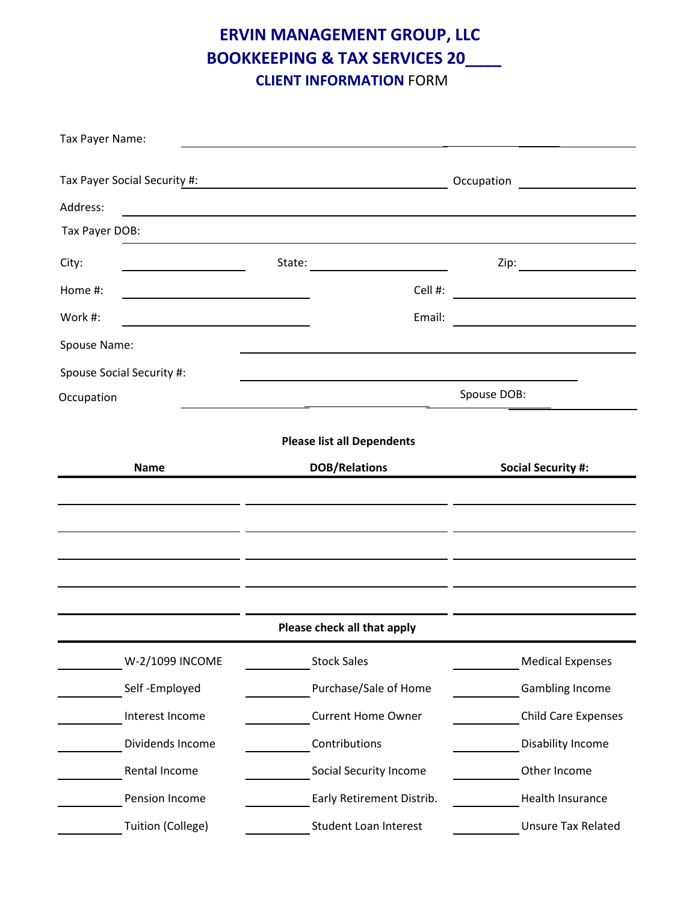# ERVIN MANAGEMENT GROUP, LLC

## BOOKKEEPING & TAX SERVICES 20____

### CLIENT INFORMATION FORM

Tax Payer Name: ______________________________

Tax Payer Social Security #: ______________________ Occupation ______________

Address: ______________________________

Tax Payer DOB: ______________________________

City: ______________ State: ______________ Zip: ______________

Home #: ______________ Cell #: ______________

Work #: ______________ Email: ______________

Spouse Name: ______________________________

Spouse Social Security #: ______________________________

Occupation ______________________ Spouse DOB: ______________

**Please list all Dependents**

| Name | DOB/Relations | Social Security #: |
|---|---|---|
| | | |
| | | |
| | | |
| | | |
| | | |

**Please check all that apply**

| | | | | | |
|---|---|---|---|---|---|
| ______ | W-2/1099 INCOME | ______ | Stock Sales | ______ | Medical Expenses |
| ______ | Self -Employed | ______ | Purchase/Sale of Home | ______ | Gambling Income |
| ______ | Interest Income | ______ | Current Home Owner | ______ | Child Care Expenses |
| ______ | Dividends Income | ______ | Contributions | ______ | Disability Income |
| ______ | Rental Income | ______ | Social Security Income | ______ | Other Income |
| ______ | Pension Income | ______ | Early Retirement Distrib. | ______ | Health Insurance |
| ______ | Tuition (College) | ______ | Student Loan Interest | ______ | Unsure Tax Related |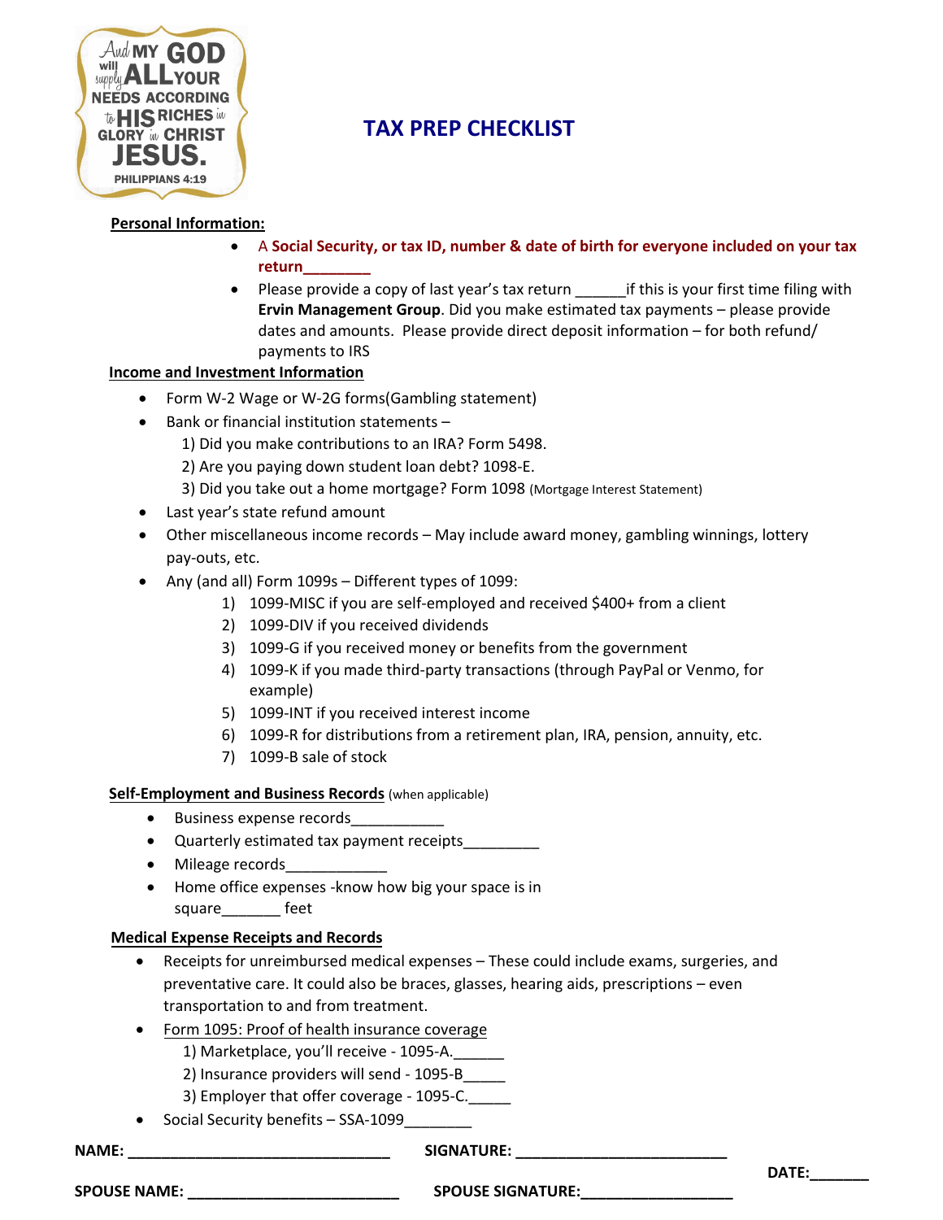And MY GOD will supply ALL YOUR NEEDS ACCORDING to HIS RICHES in GLORY in CHRIST JESUS. PHILIPPIANS 4:19

# TAX PREP CHECKLIST

**Personal Information:**

- A **Social Security, or tax ID, number & date of birth for everyone included on your tax return________**
- Please provide a copy of last year's tax return ______if this is your first time filing with **Ervin Management Group**. Did you make estimated tax payments – please provide dates and amounts. Please provide direct deposit information – for both refund/ payments to IRS

**Income and Investment Information**

- Form W-2 Wage or W-2G forms(Gambling statement)
- Bank or financial institution statements –
  1) Did you make contributions to an IRA? Form 5498.
  2) Are you paying down student loan debt? 1098-E.
  3) Did you take out a home mortgage? Form 1098 (Mortgage Interest Statement)
- Last year's state refund amount
- Other miscellaneous income records – May include award money, gambling winnings, lottery pay-outs, etc.
- Any (and all) Form 1099s – Different types of 1099:
  1) 1099-MISC if you are self-employed and received $400+ from a client
  2) 1099-DIV if you received dividends
  3) 1099-G if you received money or benefits from the government
  4) 1099-K if you made third-party transactions (through PayPal or Venmo, for example)
  5) 1099-INT if you received interest income
  6) 1099-R for distributions from a retirement plan, IRA, pension, annuity, etc.
  7) 1099-B sale of stock

**Self-Employment and Business Records** (when applicable)

- Business expense records___________
- Quarterly estimated tax payment receipts_________
- Mileage records____________
- Home office expenses -know how big your space is in square_______ feet

**Medical Expense Receipts and Records**

- Receipts for unreimbursed medical expenses – These could include exams, surgeries, and preventative care. It could also be braces, glasses, hearing aids, prescriptions – even transportation to and from treatment.
- Form 1095: Proof of health insurance coverage
  1) Marketplace, you'll receive - 1095-A.______
  2) Insurance providers will send - 1095-B_____
  3) Employer that offer coverage - 1095-C._____
- Social Security benefits – SSA-1099________

**NAME:** ______________________________ **SIGNATURE:** ________________________

**DATE:**_______

**SPOUSE NAME:** ________________________ **SPOUSE SIGNATURE:**_________________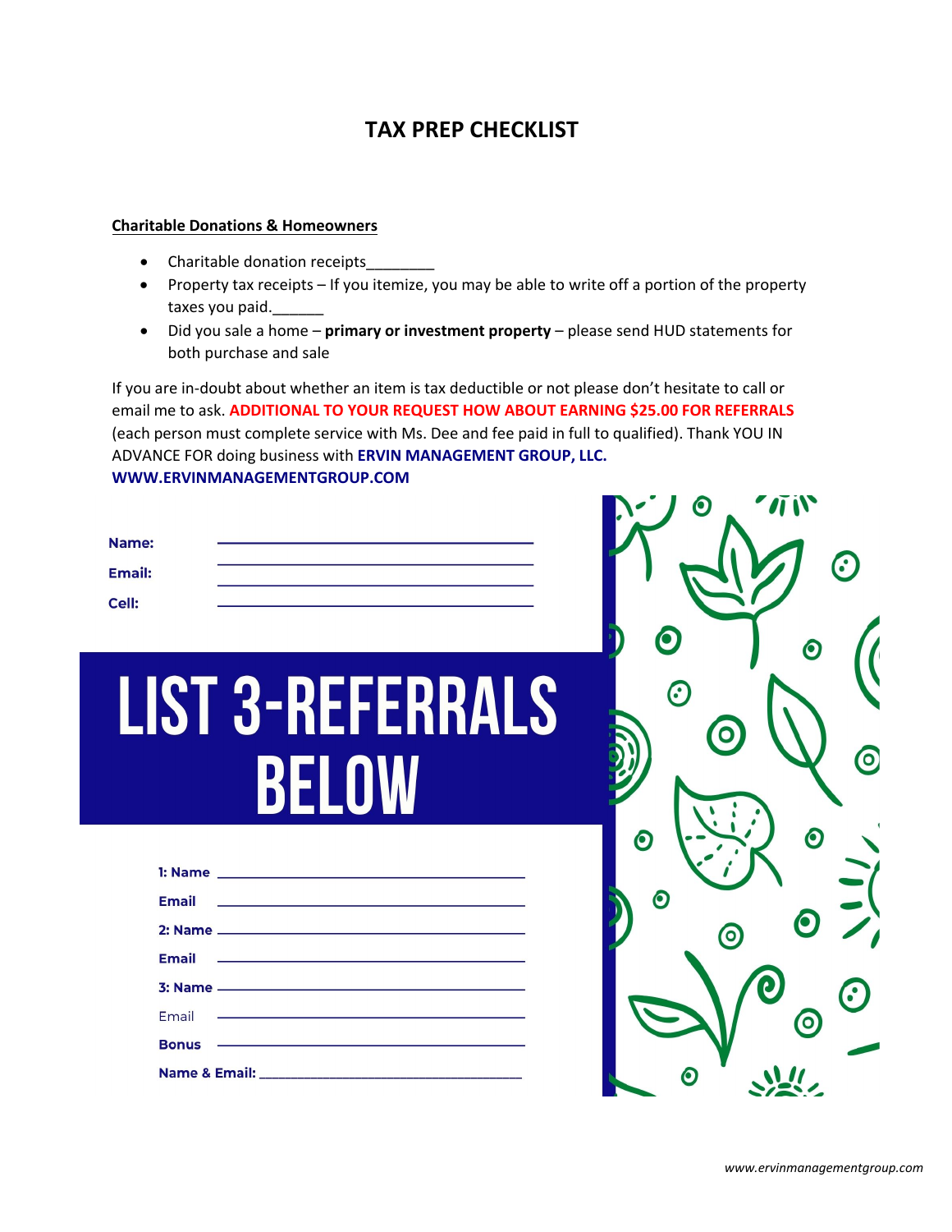# TAX PREP CHECKLIST

**Charitable Donations & Homeowners**

- Charitable donation receipts________
- Property tax receipts – If you itemize, you may be able to write off a portion of the property taxes you paid.______
- Did you sale a home – **primary or investment property** – please send HUD statements for both purchase and sale

If you are in-doubt about whether an item is tax deductible or not please don't hesitate to call or email me to ask. **ADDITIONAL TO YOUR REQUEST HOW ABOUT EARNING $25.00 FOR REFERRALS** (each person must complete service with Ms. Dee and fee paid in full to qualified). Thank YOU IN ADVANCE FOR doing business with **ERVIN MANAGEMENT GROUP, LLC. WWW.ERVINMANAGEMENTGROUP.COM**

**Name:** ______________________________

**Email:** ______________________________

**Cell:** ______________________________

## LIST 3-REFERRALS BELOW

**1: Name** ______________________________

**Email** ______________________________

**2: Name** ______________________________

**Email** ______________________________

**3: Name** ______________________________

Email ______________________________

**Bonus** ______________________________

**Name & Email:** ______________________________